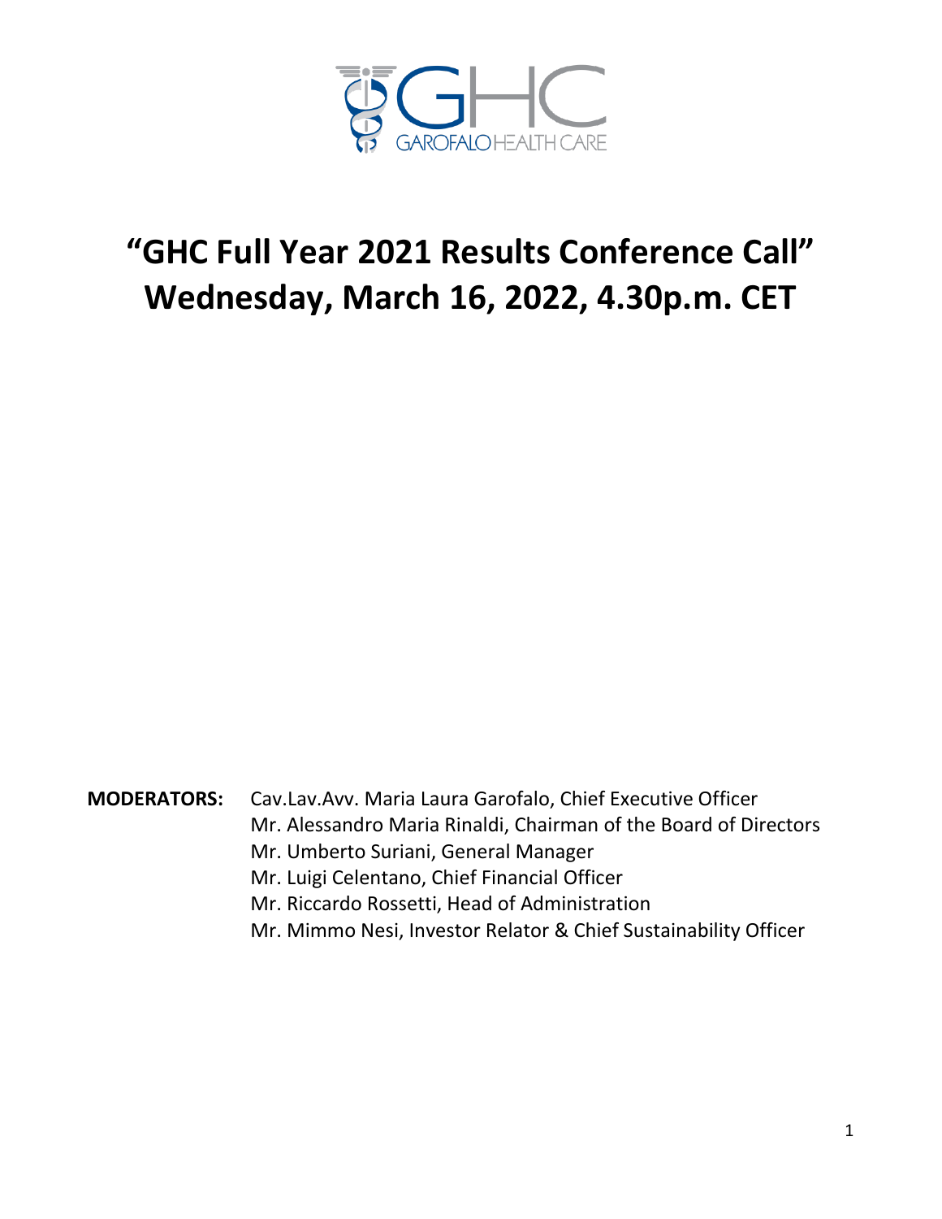# "GHC Full Year 2021 Results Conference Call"
# Wednesday, March 16, 2022, 4.30p.m. CET

**MODERATORS:** Cav.Lav.Avv. Maria Laura Garofalo, Chief Executive Officer
Mr. Alessandro Maria Rinaldi, Chairman of the Board of Directors
Mr. Umberto Suriani, General Manager
Mr. Luigi Celentano, Chief Financial Officer
Mr. Riccardo Rossetti, Head of Administration
Mr. Mimmo Nesi, Investor Relator & Chief Sustainability Officer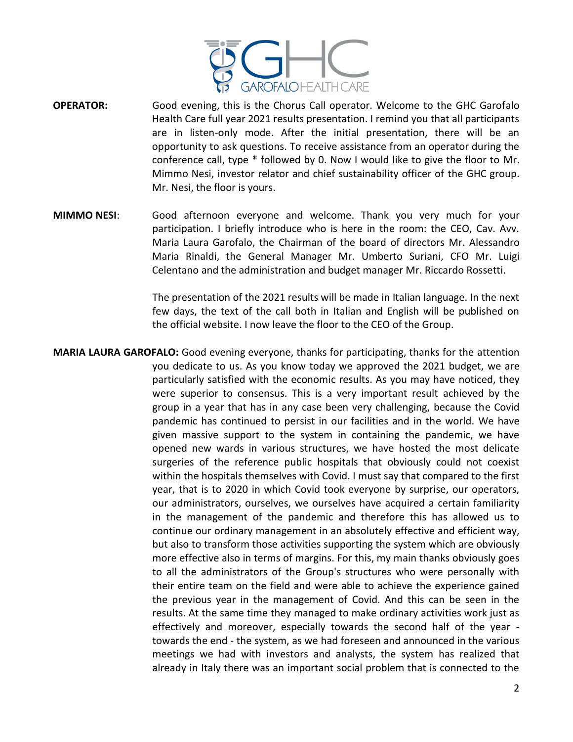**OPERATOR:** Good evening, this is the Chorus Call operator. Welcome to the GHC Garofalo Health Care full year 2021 results presentation. I remind you that all participants are in listen-only mode. After the initial presentation, there will be an opportunity to ask questions. To receive assistance from an operator during the conference call, type * followed by 0. Now I would like to give the floor to Mr. Mimmo Nesi, investor relator and chief sustainability officer of the GHC group. Mr. Nesi, the floor is yours.

**MIMMO NESI**: Good afternoon everyone and welcome. Thank you very much for your participation. I briefly introduce who is here in the room: the CEO, Cav. Avv. Maria Laura Garofalo, the Chairman of the board of directors Mr. Alessandro Maria Rinaldi, the General Manager Mr. Umberto Suriani, CFO Mr. Luigi Celentano and the administration and budget manager Mr. Riccardo Rossetti.

The presentation of the 2021 results will be made in Italian language. In the next few days, the text of the call both in Italian and English will be published on the official website. I now leave the floor to the CEO of the Group.

**MARIA LAURA GAROFALO:** Good evening everyone, thanks for participating, thanks for the attention you dedicate to us. As you know today we approved the 2021 budget, we are particularly satisfied with the economic results. As you may have noticed, they were superior to consensus. This is a very important result achieved by the group in a year that has in any case been very challenging, because the Covid pandemic has continued to persist in our facilities and in the world. We have given massive support to the system in containing the pandemic, we have opened new wards in various structures, we have hosted the most delicate surgeries of the reference public hospitals that obviously could not coexist within the hospitals themselves with Covid. I must say that compared to the first year, that is to 2020 in which Covid took everyone by surprise, our operators, our administrators, ourselves, we ourselves have acquired a certain familiarity in the management of the pandemic and therefore this has allowed us to continue our ordinary management in an absolutely effective and efficient way, but also to transform those activities supporting the system which are obviously more effective also in terms of margins. For this, my main thanks obviously goes to all the administrators of the Group's structures who were personally with their entire team on the field and were able to achieve the experience gained the previous year in the management of Covid. And this can be seen in the results. At the same time they managed to make ordinary activities work just as effectively and moreover, especially towards the second half of the year - towards the end - the system, as we had foreseen and announced in the various meetings we had with investors and analysts, the system has realized that already in Italy there was an important social problem that is connected to the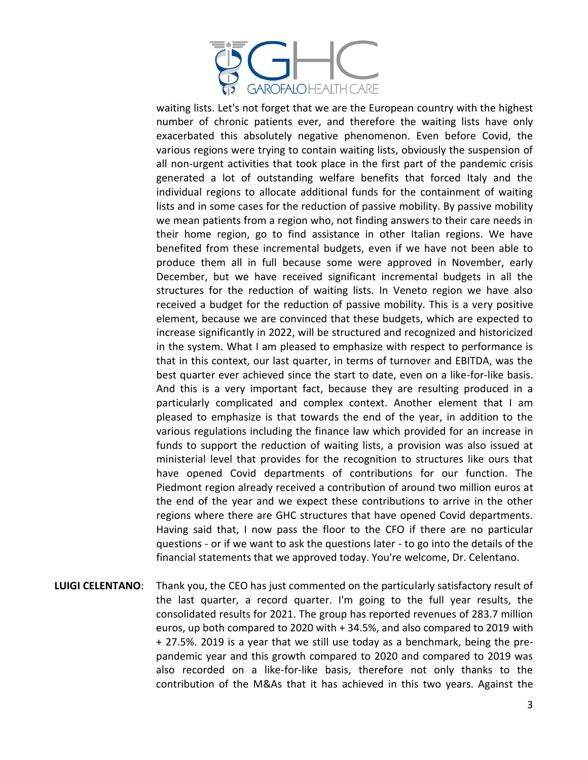waiting lists. Let's not forget that we are the European country with the highest number of chronic patients ever, and therefore the waiting lists have only exacerbated this absolutely negative phenomenon. Even before Covid, the various regions were trying to contain waiting lists, obviously the suspension of all non-urgent activities that took place in the first part of the pandemic crisis generated a lot of outstanding welfare benefits that forced Italy and the individual regions to allocate additional funds for the containment of waiting lists and in some cases for the reduction of passive mobility. By passive mobility we mean patients from a region who, not finding answers to their care needs in their home region, go to find assistance in other Italian regions. We have benefited from these incremental budgets, even if we have not been able to produce them all in full because some were approved in November, early December, but we have received significant incremental budgets in all the structures for the reduction of waiting lists. In Veneto region we have also received a budget for the reduction of passive mobility. This is a very positive element, because we are convinced that these budgets, which are expected to increase significantly in 2022, will be structured and recognized and historicized in the system. What I am pleased to emphasize with respect to performance is that in this context, our last quarter, in terms of turnover and EBITDA, was the best quarter ever achieved since the start to date, even on a like-for-like basis. And this is a very important fact, because they are resulting produced in a particularly complicated and complex context. Another element that I am pleased to emphasize is that towards the end of the year, in addition to the various regulations including the finance law which provided for an increase in funds to support the reduction of waiting lists, a provision was also issued at ministerial level that provides for the recognition to structures like ours that have opened Covid departments of contributions for our function. The Piedmont region already received a contribution of around two million euros at the end of the year and we expect these contributions to arrive in the other regions where there are GHC structures that have opened Covid departments. Having said that, I now pass the floor to the CFO if there are no particular questions - or if we want to ask the questions later - to go into the details of the financial statements that we approved today. You're welcome, Dr. Celentano.

**LUIGI CELENTANO**: Thank you, the CEO has just commented on the particularly satisfactory result of the last quarter, a record quarter. I'm going to the full year results, the consolidated results for 2021. The group has reported revenues of 283.7 million euros, up both compared to 2020 with + 34.5%, and also compared to 2019 with + 27.5%. 2019 is a year that we still use today as a benchmark, being the pre-pandemic year and this growth compared to 2020 and compared to 2019 was also recorded on a like-for-like basis, therefore not only thanks to the contribution of the M&As that it has achieved in this two years. Against the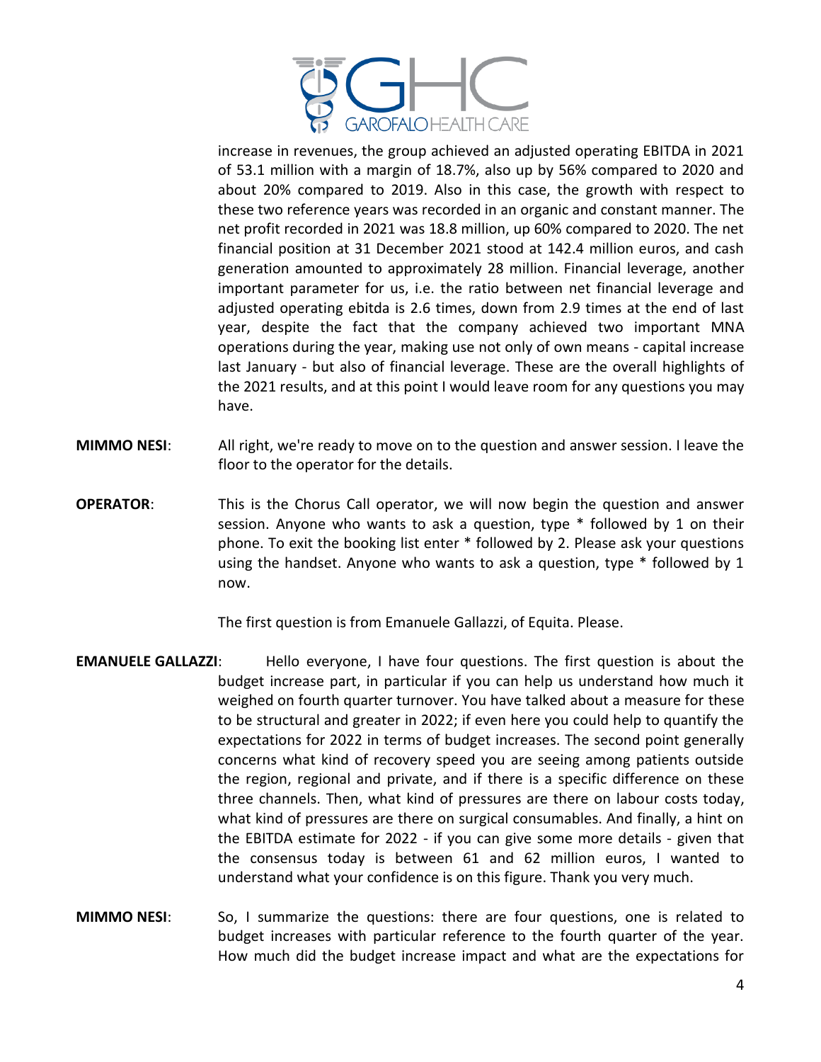increase in revenues, the group achieved an adjusted operating EBITDA in 2021 of 53.1 million with a margin of 18.7%, also up by 56% compared to 2020 and about 20% compared to 2019. Also in this case, the growth with respect to these two reference years was recorded in an organic and constant manner. The net profit recorded in 2021 was 18.8 million, up 60% compared to 2020. The net financial position at 31 December 2021 stood at 142.4 million euros, and cash generation amounted to approximately 28 million. Financial leverage, another important parameter for us, i.e. the ratio between net financial leverage and adjusted operating ebitda is 2.6 times, down from 2.9 times at the end of last year, despite the fact that the company achieved two important MNA operations during the year, making use not only of own means - capital increase last January - but also of financial leverage. These are the overall highlights of the 2021 results, and at this point I would leave room for any questions you may have.

**MIMMO NESI**: All right, we're ready to move on to the question and answer session. I leave the floor to the operator for the details.

**OPERATOR**: This is the Chorus Call operator, we will now begin the question and answer session. Anyone who wants to ask a question, type * followed by 1 on their phone. To exit the booking list enter * followed by 2. Please ask your questions using the handset. Anyone who wants to ask a question, type * followed by 1 now.

The first question is from Emanuele Gallazzi, of Equita. Please.

**EMANUELE GALLAZZI**: Hello everyone, I have four questions. The first question is about the budget increase part, in particular if you can help us understand how much it weighed on fourth quarter turnover. You have talked about a measure for these to be structural and greater in 2022; if even here you could help to quantify the expectations for 2022 in terms of budget increases. The second point generally concerns what kind of recovery speed you are seeing among patients outside the region, regional and private, and if there is a specific difference on these three channels. Then, what kind of pressures are there on labour costs today, what kind of pressures are there on surgical consumables. And finally, a hint on the EBITDA estimate for 2022 - if you can give some more details - given that the consensus today is between 61 and 62 million euros, I wanted to understand what your confidence is on this figure. Thank you very much.

**MIMMO NESI**: So, I summarize the questions: there are four questions, one is related to budget increases with particular reference to the fourth quarter of the year. How much did the budget increase impact and what are the expectations for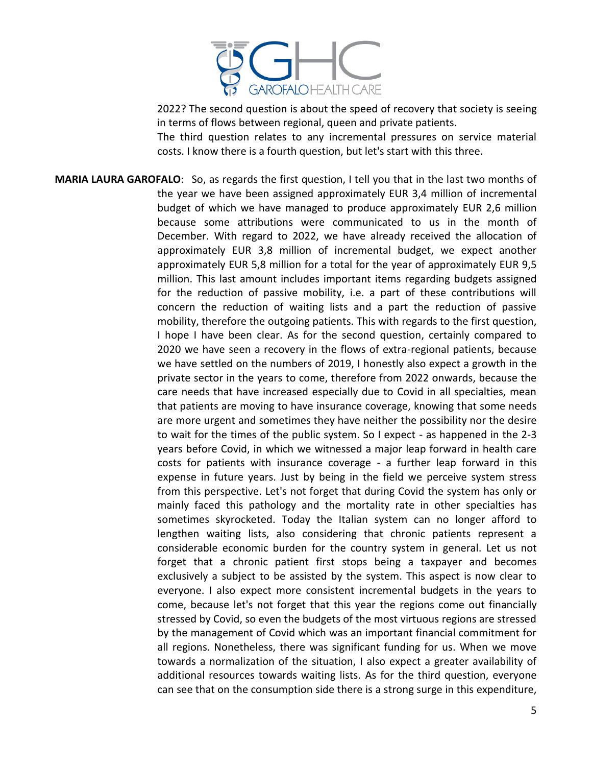2022? The second question is about the speed of recovery that society is seeing in terms of flows between regional, queen and private patients.

The third question relates to any incremental pressures on service material costs. I know there is a fourth question, but let's start with this three.

**MARIA LAURA GAROFALO**: So, as regards the first question, I tell you that in the last two months of the year we have been assigned approximately EUR 3,4 million of incremental budget of which we have managed to produce approximately EUR 2,6 million because some attributions were communicated to us in the month of December. With regard to 2022, we have already received the allocation of approximately EUR 3,8 million of incremental budget, we expect another approximately EUR 5,8 million for a total for the year of approximately EUR 9,5 million. This last amount includes important items regarding budgets assigned for the reduction of passive mobility, i.e. a part of these contributions will concern the reduction of waiting lists and a part the reduction of passive mobility, therefore the outgoing patients. This with regards to the first question, I hope I have been clear. As for the second question, certainly compared to 2020 we have seen a recovery in the flows of extra-regional patients, because we have settled on the numbers of 2019, I honestly also expect a growth in the private sector in the years to come, therefore from 2022 onwards, because the care needs that have increased especially due to Covid in all specialties, mean that patients are moving to have insurance coverage, knowing that some needs are more urgent and sometimes they have neither the possibility nor the desire to wait for the times of the public system. So I expect - as happened in the 2-3 years before Covid, in which we witnessed a major leap forward in health care costs for patients with insurance coverage - a further leap forward in this expense in future years. Just by being in the field we perceive system stress from this perspective. Let's not forget that during Covid the system has only or mainly faced this pathology and the mortality rate in other specialties has sometimes skyrocketed. Today the Italian system can no longer afford to lengthen waiting lists, also considering that chronic patients represent a considerable economic burden for the country system in general. Let us not forget that a chronic patient first stops being a taxpayer and becomes exclusively a subject to be assisted by the system. This aspect is now clear to everyone. I also expect more consistent incremental budgets in the years to come, because let's not forget that this year the regions come out financially stressed by Covid, so even the budgets of the most virtuous regions are stressed by the management of Covid which was an important financial commitment for all regions. Nonetheless, there was significant funding for us. When we move towards a normalization of the situation, I also expect a greater availability of additional resources towards waiting lists. As for the third question, everyone can see that on the consumption side there is a strong surge in this expenditure,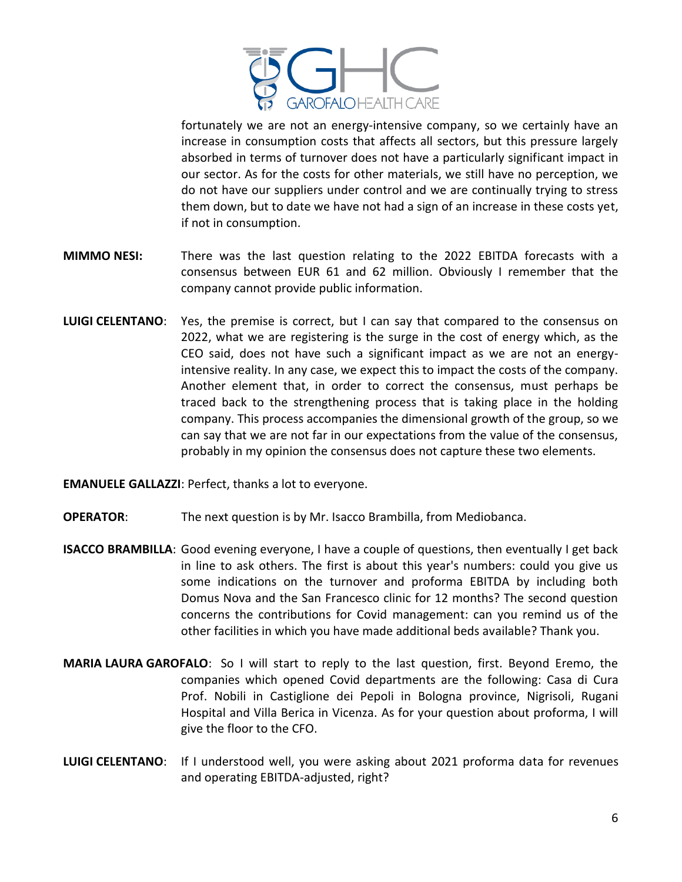fortunately we are not an energy-intensive company, so we certainly have an increase in consumption costs that affects all sectors, but this pressure largely absorbed in terms of turnover does not have a particularly significant impact in our sector. As for the costs for other materials, we still have no perception, we do not have our suppliers under control and we are continually trying to stress them down, but to date we have not had a sign of an increase in these costs yet, if not in consumption.

**MIMMO NESI:** There was the last question relating to the 2022 EBITDA forecasts with a consensus between EUR 61 and 62 million. Obviously I remember that the company cannot provide public information.

**LUIGI CELENTANO**: Yes, the premise is correct, but I can say that compared to the consensus on 2022, what we are registering is the surge in the cost of energy which, as the CEO said, does not have such a significant impact as we are not an energy-intensive reality. In any case, we expect this to impact the costs of the company. Another element that, in order to correct the consensus, must perhaps be traced back to the strengthening process that is taking place in the holding company. This process accompanies the dimensional growth of the group, so we can say that we are not far in our expectations from the value of the consensus, probably in my opinion the consensus does not capture these two elements.

**EMANUELE GALLAZZI**: Perfect, thanks a lot to everyone.

**OPERATOR**: The next question is by Mr. Isacco Brambilla, from Mediobanca.

**ISACCO BRAMBILLA**: Good evening everyone, I have a couple of questions, then eventually I get back in line to ask others. The first is about this year's numbers: could you give us some indications on the turnover and proforma EBITDA by including both Domus Nova and the San Francesco clinic for 12 months? The second question concerns the contributions for Covid management: can you remind us of the other facilities in which you have made additional beds available? Thank you.

**MARIA LAURA GAROFALO**: So I will start to reply to the last question, first. Beyond Eremo, the companies which opened Covid departments are the following: Casa di Cura Prof. Nobili in Castiglione dei Pepoli in Bologna province, Nigrisoli, Rugani Hospital and Villa Berica in Vicenza. As for your question about proforma, I will give the floor to the CFO.

**LUIGI CELENTANO**: If I understood well, you were asking about 2021 proforma data for revenues and operating EBITDA-adjusted, right?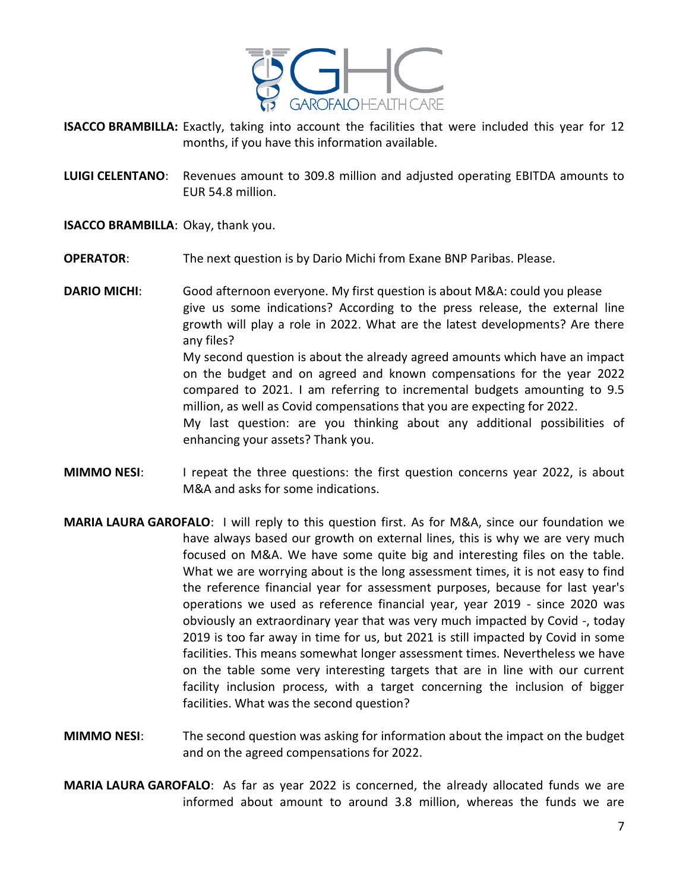**ISACCO BRAMBILLA:** Exactly, taking into account the facilities that were included this year for 12 months, if you have this information available.

**LUIGI CELENTANO**: Revenues amount to 309.8 million and adjusted operating EBITDA amounts to EUR 54.8 million.

**ISACCO BRAMBILLA**: Okay, thank you.

**OPERATOR**: The next question is by Dario Michi from Exane BNP Paribas. Please.

**DARIO MICHI**: Good afternoon everyone. My first question is about M&A: could you please give us some indications? According to the press release, the external line growth will play a role in 2022. What are the latest developments? Are there any files?
My second question is about the already agreed amounts which have an impact on the budget and on agreed and known compensations for the year 2022 compared to 2021. I am referring to incremental budgets amounting to 9.5 million, as well as Covid compensations that you are expecting for 2022.
My last question: are you thinking about any additional possibilities of enhancing your assets? Thank you.

**MIMMO NESI**: I repeat the three questions: the first question concerns year 2022, is about M&A and asks for some indications.

**MARIA LAURA GAROFALO**: I will reply to this question first. As for M&A, since our foundation we have always based our growth on external lines, this is why we are very much focused on M&A. We have some quite big and interesting files on the table. What we are worrying about is the long assessment times, it is not easy to find the reference financial year for assessment purposes, because for last year's operations we used as reference financial year, year 2019 - since 2020 was obviously an extraordinary year that was very much impacted by Covid -, today 2019 is too far away in time for us, but 2021 is still impacted by Covid in some facilities. This means somewhat longer assessment times. Nevertheless we have on the table some very interesting targets that are in line with our current facility inclusion process, with a target concerning the inclusion of bigger facilities. What was the second question?

**MIMMO NESI**: The second question was asking for information about the impact on the budget and on the agreed compensations for 2022.

**MARIA LAURA GAROFALO**: As far as year 2022 is concerned, the already allocated funds we are informed about amount to around 3.8 million, whereas the funds we are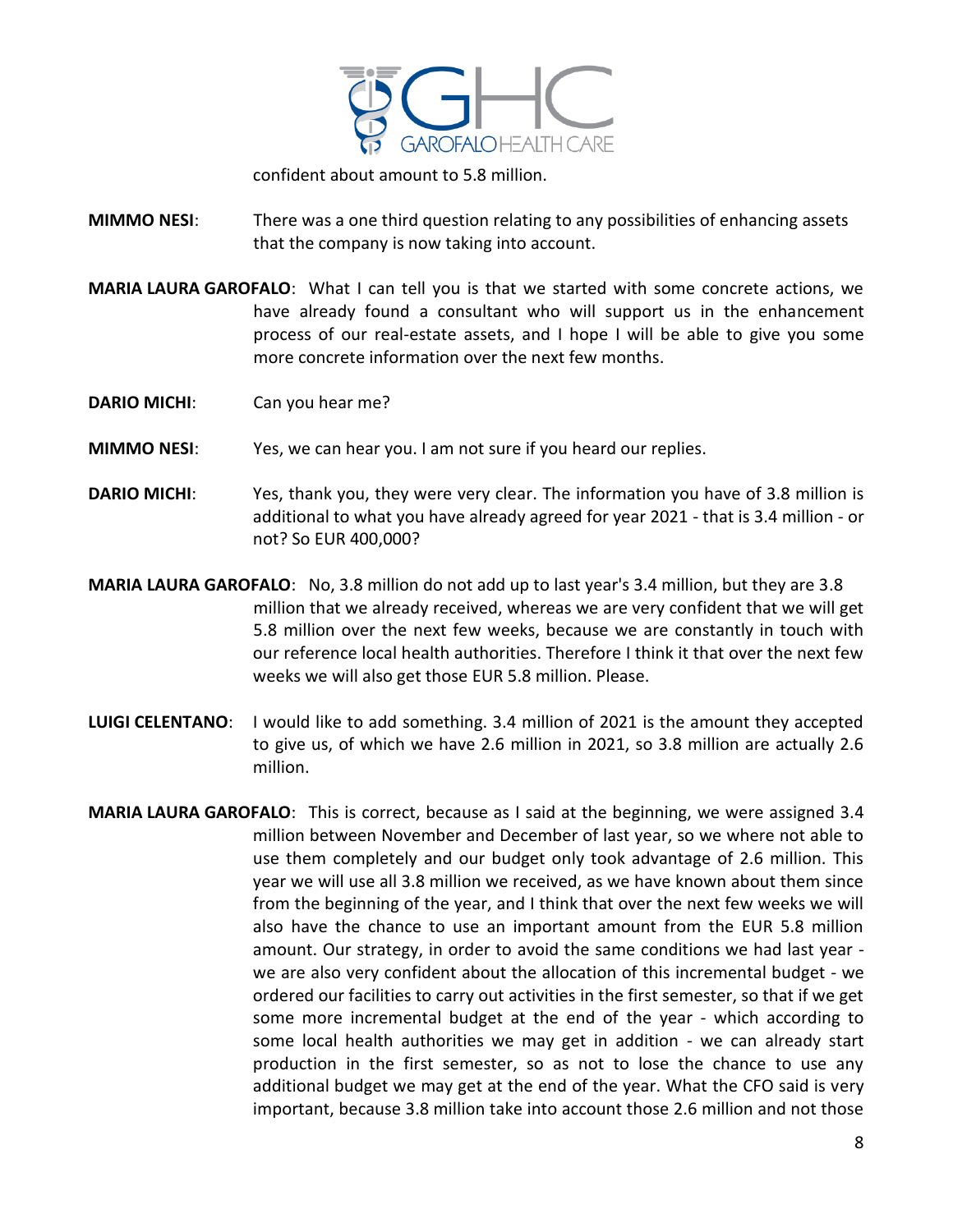confident about amount to 5.8 million.

**MIMMO NESI**: There was a one third question relating to any possibilities of enhancing assets that the company is now taking into account.

**MARIA LAURA GAROFALO**: What I can tell you is that we started with some concrete actions, we have already found a consultant who will support us in the enhancement process of our real-estate assets, and I hope I will be able to give you some more concrete information over the next few months.

**DARIO MICHI**: Can you hear me?

**MIMMO NESI**: Yes, we can hear you. I am not sure if you heard our replies.

**DARIO MICHI**: Yes, thank you, they were very clear. The information you have of 3.8 million is additional to what you have already agreed for year 2021 - that is 3.4 million - or not? So EUR 400,000?

**MARIA LAURA GAROFALO**: No, 3.8 million do not add up to last year's 3.4 million, but they are 3.8 million that we already received, whereas we are very confident that we will get 5.8 million over the next few weeks, because we are constantly in touch with our reference local health authorities. Therefore I think it that over the next few weeks we will also get those EUR 5.8 million. Please.

**LUIGI CELENTANO**: I would like to add something. 3.4 million of 2021 is the amount they accepted to give us, of which we have 2.6 million in 2021, so 3.8 million are actually 2.6 million.

**MARIA LAURA GAROFALO**: This is correct, because as I said at the beginning, we were assigned 3.4 million between November and December of last year, so we where not able to use them completely and our budget only took advantage of 2.6 million. This year we will use all 3.8 million we received, as we have known about them since from the beginning of the year, and I think that over the next few weeks we will also have the chance to use an important amount from the EUR 5.8 million amount. Our strategy, in order to avoid the same conditions we had last year - we are also very confident about the allocation of this incremental budget - we ordered our facilities to carry out activities in the first semester, so that if we get some more incremental budget at the end of the year - which according to some local health authorities we may get in addition - we can already start production in the first semester, so as not to lose the chance to use any additional budget we may get at the end of the year. What the CFO said is very important, because 3.8 million take into account those 2.6 million and not those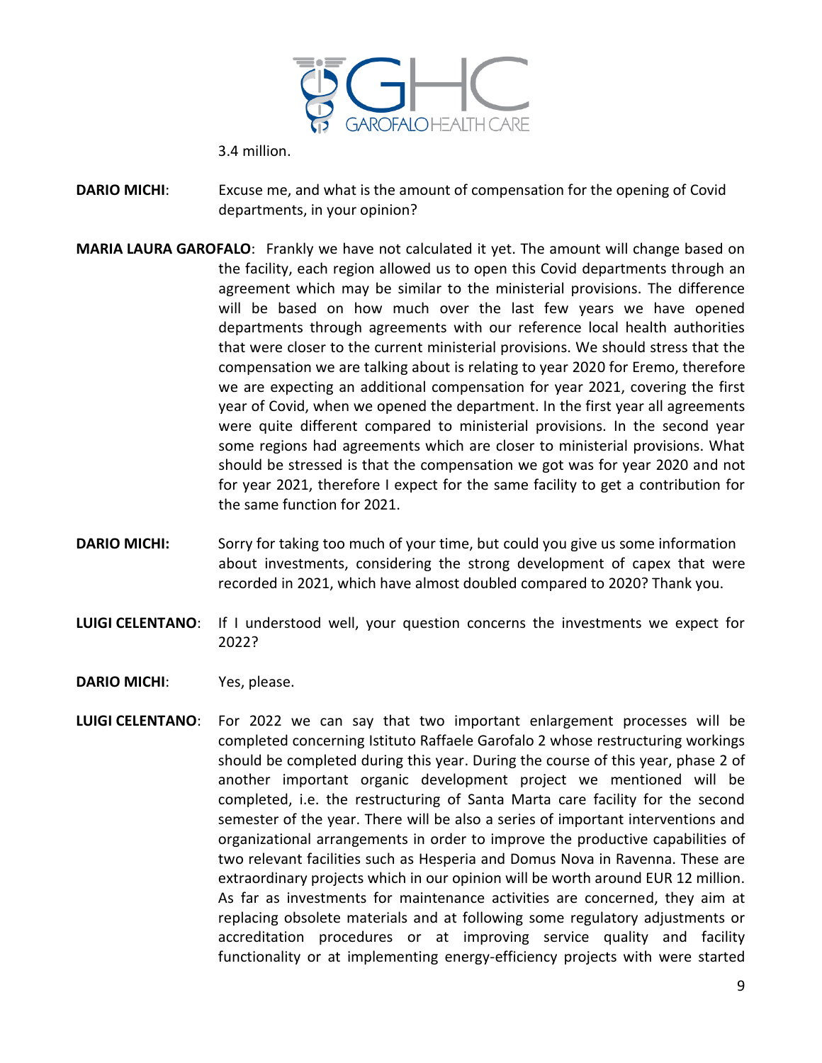3.4 million.

**DARIO MICHI**: Excuse me, and what is the amount of compensation for the opening of Covid departments, in your opinion?

**MARIA LAURA GAROFALO**: Frankly we have not calculated it yet. The amount will change based on the facility, each region allowed us to open this Covid departments through an agreement which may be similar to the ministerial provisions. The difference will be based on how much over the last few years we have opened departments through agreements with our reference local health authorities that were closer to the current ministerial provisions. We should stress that the compensation we are talking about is relating to year 2020 for Eremo, therefore we are expecting an additional compensation for year 2021, covering the first year of Covid, when we opened the department. In the first year all agreements were quite different compared to ministerial provisions. In the second year some regions had agreements which are closer to ministerial provisions. What should be stressed is that the compensation we got was for year 2020 and not for year 2021, therefore I expect for the same facility to get a contribution for the same function for 2021.

**DARIO MICHI:** Sorry for taking too much of your time, but could you give us some information about investments, considering the strong development of capex that were recorded in 2021, which have almost doubled compared to 2020? Thank you.

**LUIGI CELENTANO**: If I understood well, your question concerns the investments we expect for 2022?

**DARIO MICHI**: Yes, please.

**LUIGI CELENTANO**: For 2022 we can say that two important enlargement processes will be completed concerning Istituto Raffaele Garofalo 2 whose restructuring workings should be completed during this year. During the course of this year, phase 2 of another important organic development project we mentioned will be completed, i.e. the restructuring of Santa Marta care facility for the second semester of the year. There will be also a series of important interventions and organizational arrangements in order to improve the productive capabilities of two relevant facilities such as Hesperia and Domus Nova in Ravenna. These are extraordinary projects which in our opinion will be worth around EUR 12 million. As far as investments for maintenance activities are concerned, they aim at replacing obsolete materials and at following some regulatory adjustments or accreditation procedures or at improving service quality and facility functionality or at implementing energy-efficiency projects with were started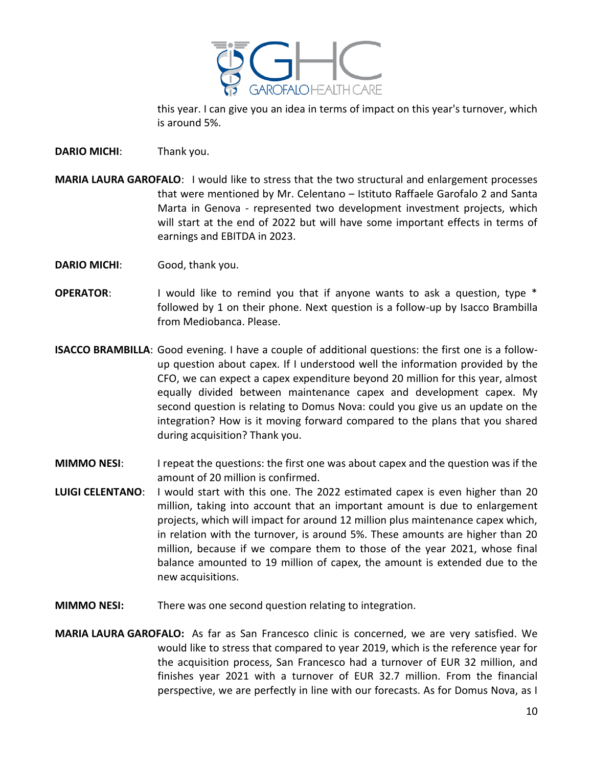this year. I can give you an idea in terms of impact on this year's turnover, which is around 5%.

**DARIO MICHI**: Thank you.

**MARIA LAURA GAROFALO**: I would like to stress that the two structural and enlargement processes that were mentioned by Mr. Celentano – Istituto Raffaele Garofalo 2 and Santa Marta in Genova - represented two development investment projects, which will start at the end of 2022 but will have some important effects in terms of earnings and EBITDA in 2023.

**DARIO MICHI**: Good, thank you.

**OPERATOR**: I would like to remind you that if anyone wants to ask a question, type * followed by 1 on their phone. Next question is a follow-up by Isacco Brambilla from Mediobanca. Please.

**ISACCO BRAMBILLA**: Good evening. I have a couple of additional questions: the first one is a follow-up question about capex. If I understood well the information provided by the CFO, we can expect a capex expenditure beyond 20 million for this year, almost equally divided between maintenance capex and development capex. My second question is relating to Domus Nova: could you give us an update on the integration? How is it moving forward compared to the plans that you shared during acquisition? Thank you.

**MIMMO NESI**: I repeat the questions: the first one was about capex and the question was if the amount of 20 million is confirmed.

**LUIGI CELENTANO**: I would start with this one. The 2022 estimated capex is even higher than 20 million, taking into account that an important amount is due to enlargement projects, which will impact for around 12 million plus maintenance capex which, in relation with the turnover, is around 5%. These amounts are higher than 20 million, because if we compare them to those of the year 2021, whose final balance amounted to 19 million of capex, the amount is extended due to the new acquisitions.

**MIMMO NESI:** There was one second question relating to integration.

**MARIA LAURA GAROFALO:** As far as San Francesco clinic is concerned, we are very satisfied. We would like to stress that compared to year 2019, which is the reference year for the acquisition process, San Francesco had a turnover of EUR 32 million, and finishes year 2021 with a turnover of EUR 32.7 million. From the financial perspective, we are perfectly in line with our forecasts. As for Domus Nova, as I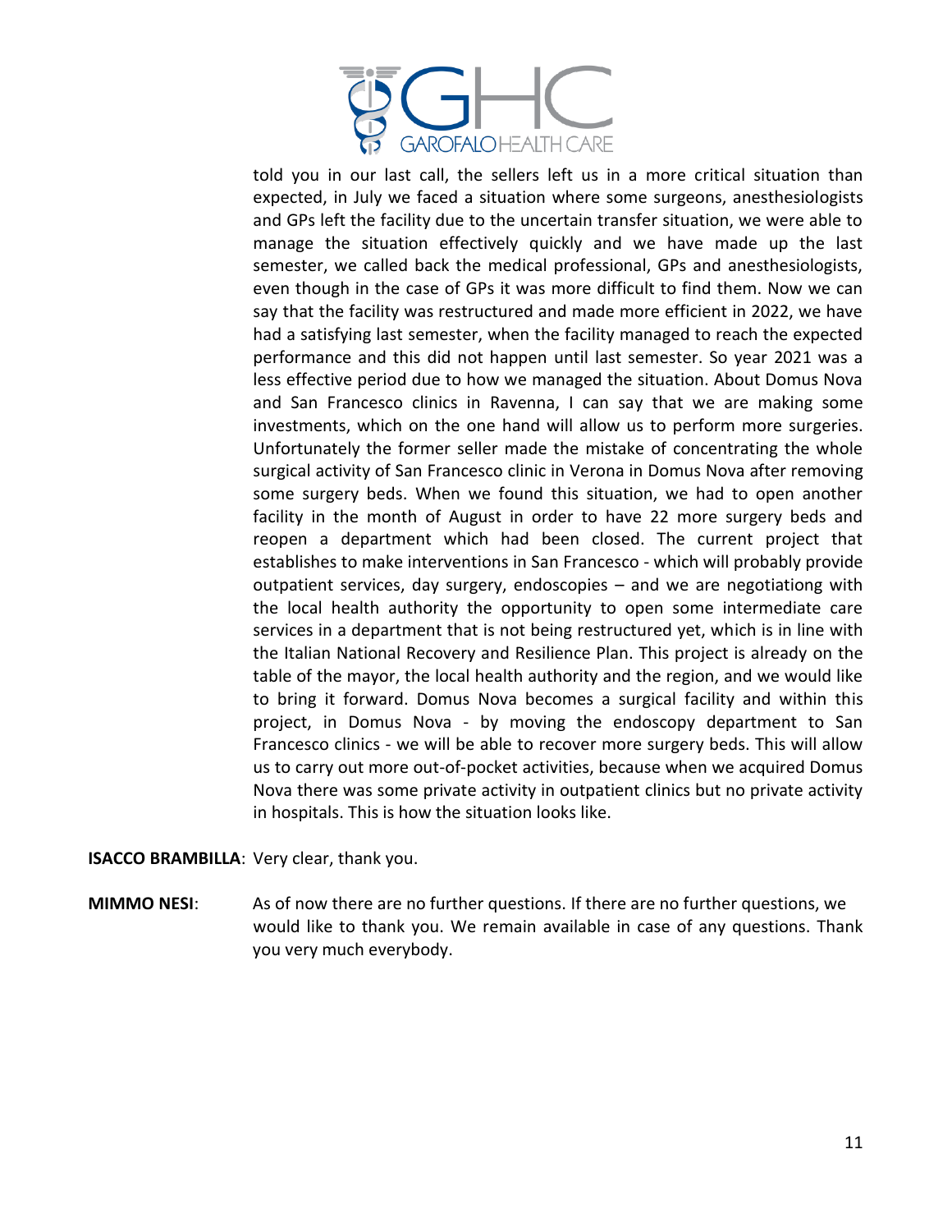told you in our last call, the sellers left us in a more critical situation than expected, in July we faced a situation where some surgeons, anesthesiologists and GPs left the facility due to the uncertain transfer situation, we were able to manage the situation effectively quickly and we have made up the last semester, we called back the medical professional, GPs and anesthesiologists, even though in the case of GPs it was more difficult to find them. Now we can say that the facility was restructured and made more efficient in 2022, we have had a satisfying last semester, when the facility managed to reach the expected performance and this did not happen until last semester. So year 2021 was a less effective period due to how we managed the situation. About Domus Nova and San Francesco clinics in Ravenna, I can say that we are making some investments, which on the one hand will allow us to perform more surgeries. Unfortunately the former seller made the mistake of concentrating the whole surgical activity of San Francesco clinic in Verona in Domus Nova after removing some surgery beds. When we found this situation, we had to open another facility in the month of August in order to have 22 more surgery beds and reopen a department which had been closed. The current project that establishes to make interventions in San Francesco - which will probably provide outpatient services, day surgery, endoscopies – and we are negotiationg with the local health authority the opportunity to open some intermediate care services in a department that is not being restructured yet, which is in line with the Italian National Recovery and Resilience Plan. This project is already on the table of the mayor, the local health authority and the region, and we would like to bring it forward. Domus Nova becomes a surgical facility and within this project, in Domus Nova - by moving the endoscopy department to San Francesco clinics - we will be able to recover more surgery beds. This will allow us to carry out more out-of-pocket activities, because when we acquired Domus Nova there was some private activity in outpatient clinics but no private activity in hospitals. This is how the situation looks like.

**ISACCO BRAMBILLA**: Very clear, thank you.

**MIMMO NESI**: As of now there are no further questions. If there are no further questions, we would like to thank you. We remain available in case of any questions. Thank you very much everybody.